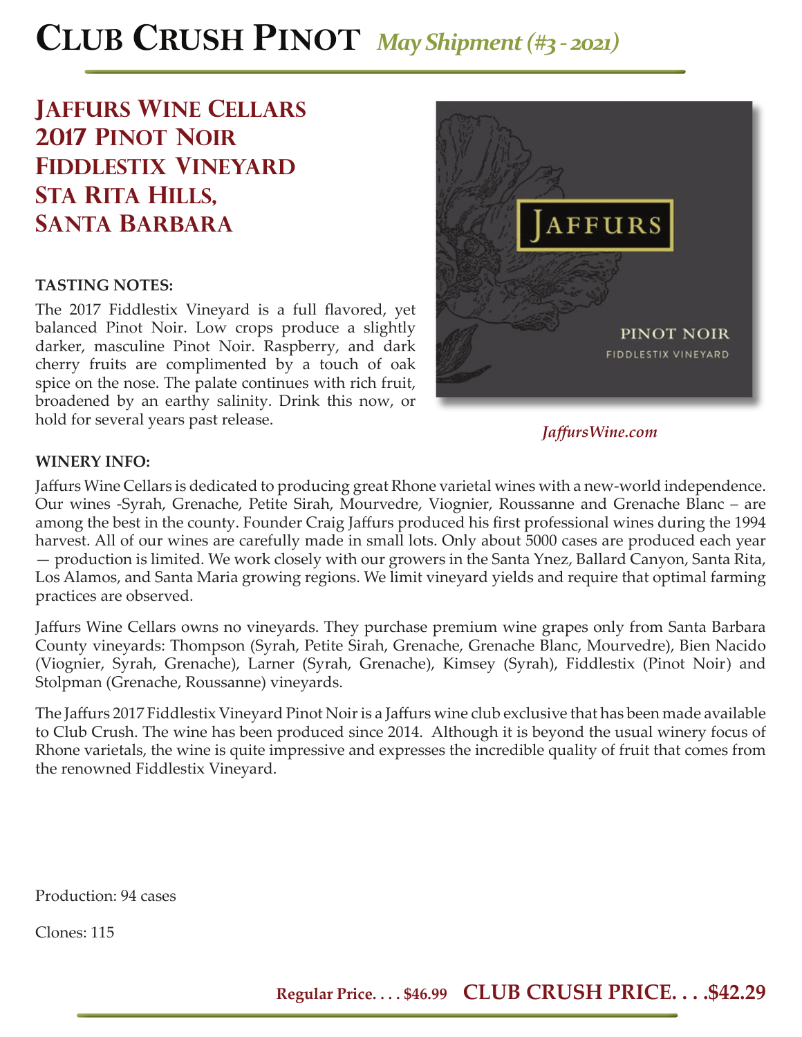# Club Crush Pinot *May Shipment (#3 - 2021)*

## Jaffurs Wine Cellars 2017 Pinot Noir Fiddlestix Vineyard Sta Rita Hills, Santa Barbara

**TASTING NOTES:**

The 2017 Fiddlestix Vineyard is a full flavored, yet balanced Pinot Noir. Low crops produce a slightly darker, masculine Pinot Noir. Raspberry, and dark cherry fruits are complimented by a touch of oak spice on the nose. The palate continues with rich fruit, broadened by an earthy salinity. Drink this now, or hold for several years past release.

*JaffursWine.com*

**WINERY INFO:**

Jaffurs Wine Cellars is dedicated to producing great Rhone varietal wines with a new-world independence. Our wines -Syrah, Grenache, Petite Sirah, Mourvedre, Viognier, Roussanne and Grenache Blanc – are among the best in the county. Founder Craig Jaffurs produced his first professional wines during the 1994 harvest. All of our wines are carefully made in small lots. Only about 5000 cases are produced each year — production is limited. We work closely with our growers in the Santa Ynez, Ballard Canyon, Santa Rita, Los Alamos, and Santa Maria growing regions. We limit vineyard yields and require that optimal farming practices are observed.

Jaffurs Wine Cellars owns no vineyards. They purchase premium wine grapes only from Santa Barbara County vineyards: Thompson (Syrah, Petite Sirah, Grenache, Grenache Blanc, Mourvedre), Bien Nacido (Viognier, Syrah, Grenache), Larner (Syrah, Grenache), Kimsey (Syrah), Fiddlestix (Pinot Noir) and Stolpman (Grenache, Roussanne) vineyards.

The Jaffurs 2017 Fiddlestix Vineyard Pinot Noir is a Jaffurs wine club exclusive that has been made available to Club Crush. The wine has been produced since 2014. Although it is beyond the usual winery focus of Rhone varietals, the wine is quite impressive and expresses the incredible quality of fruit that comes from the renowned Fiddlestix Vineyard.

Production: 94 cases

Clones: 115

**Regular Price. . . . $46.99** **CLUB CRUSH PRICE. . . .$42.29**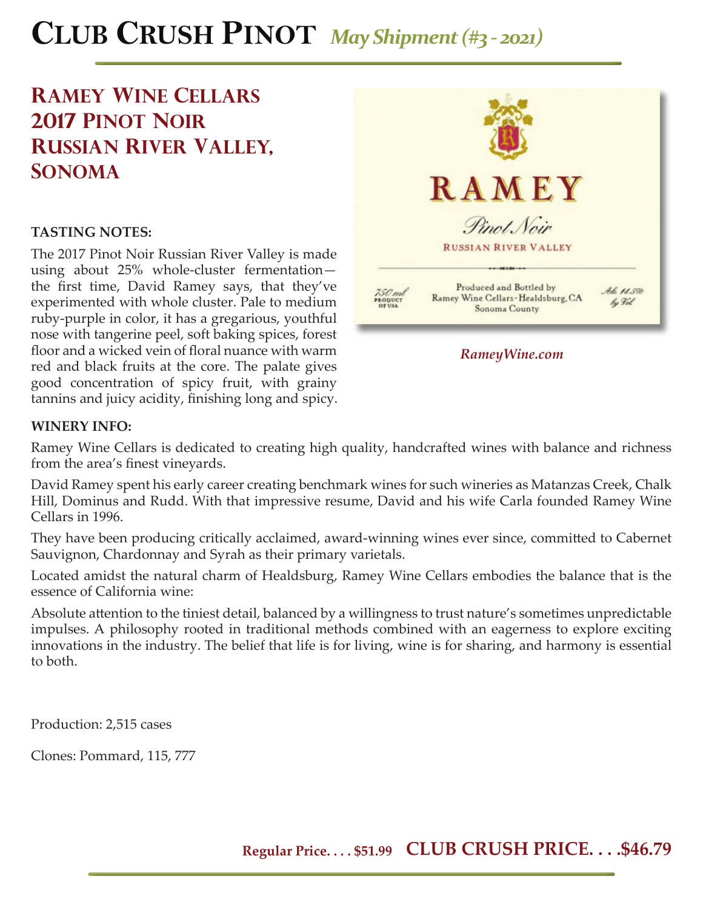# Club Crush Pinot *May Shipment (#3 - 2021)*

## Ramey Wine Cellars 2017 Pinot Noir Russian River Valley, Sonoma

**TASTING NOTES:**

The 2017 Pinot Noir Russian River Valley is made using about 25% whole-cluster fermentation—the first time, David Ramey says, that they've experimented with whole cluster. Pale to medium ruby-purple in color, it has a gregarious, youthful nose with tangerine peel, soft baking spices, forest floor and a wicked vein of floral nuance with warm red and black fruits at the core. The palate gives good concentration of spicy fruit, with grainy tannins and juicy acidity, finishing long and spicy.

RAMEY

Pinot Noir

RUSSIAN RIVER VALLEY

750 ml PRODUCT OF USA

Produced and Bottled by Ramey Wine Cellars - Healdsburg, CA Sonoma County

Alc. 14.5% by Vol.

*RameyWine.com*

**WINERY INFO:**

Ramey Wine Cellars is dedicated to creating high quality, handcrafted wines with balance and richness from the area's finest vineyards.

David Ramey spent his early career creating benchmark wines for such wineries as Matanzas Creek, Chalk Hill, Dominus and Rudd. With that impressive resume, David and his wife Carla founded Ramey Wine Cellars in 1996.

They have been producing critically acclaimed, award-winning wines ever since, committed to Cabernet Sauvignon, Chardonnay and Syrah as their primary varietals.

Located amidst the natural charm of Healdsburg, Ramey Wine Cellars embodies the balance that is the essence of California wine:

Absolute attention to the tiniest detail, balanced by a willingness to trust nature's sometimes unpredictable impulses. A philosophy rooted in traditional methods combined with an eagerness to explore exciting innovations in the industry. The belief that life is for living, wine is for sharing, and harmony is essential to both.

Production: 2,515 cases

Clones: Pommard, 115, 777

**Regular Price. . . . $51.99** **CLUB CRUSH PRICE. . . .$46.79**